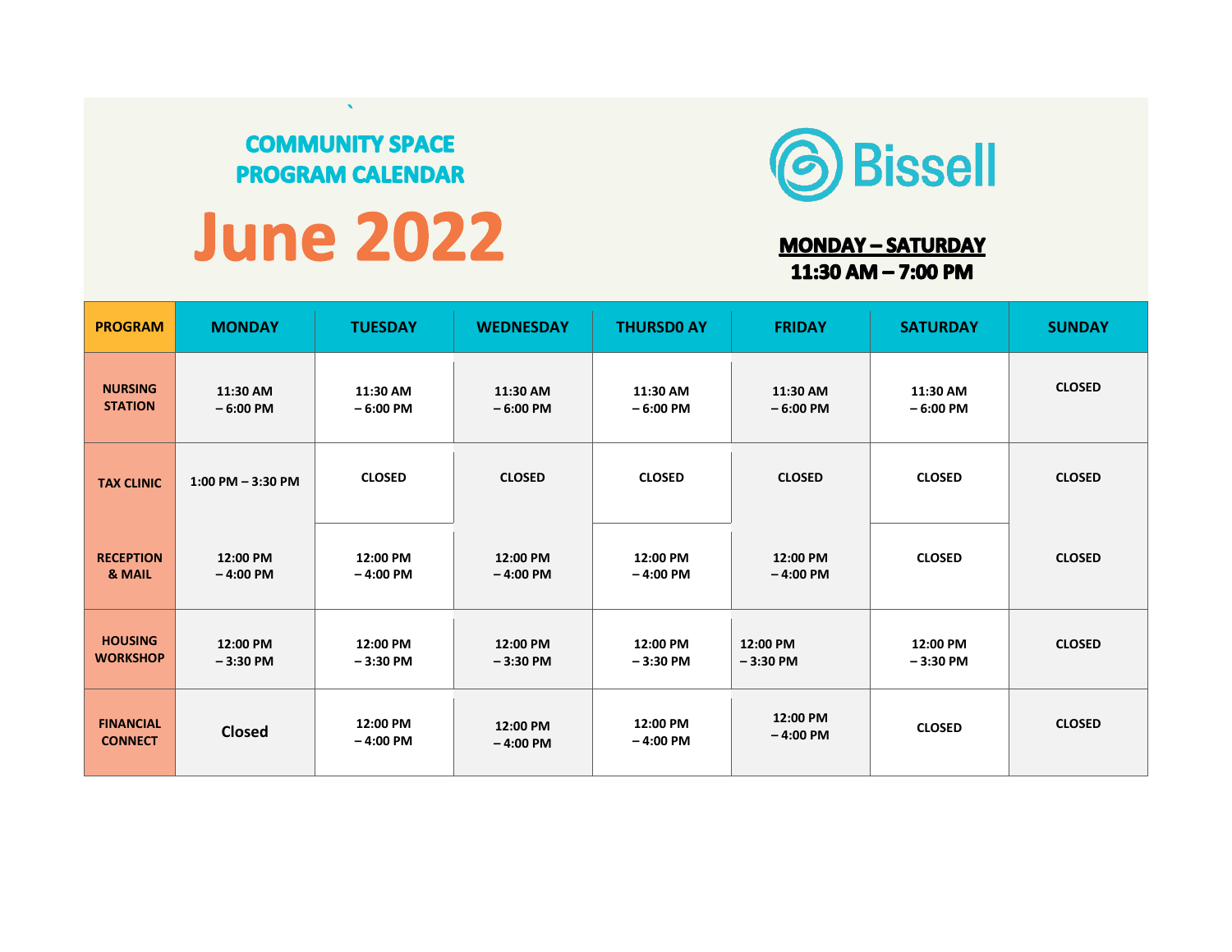## COMMUNITY SPACE PROGRAM CALENDAR

# June 2022

Bissell

**MONDAY – SATURDAY**
**11:30 AM – 7:00 PM**

| PROGRAM | MONDAY | TUESDAY | WEDNESDAY | THURSD0 AY | FRIDAY | SATURDAY | SUNDAY |
|---|---|---|---|---|---|---|---|
| NURSING STATION | 11:30 AM – 6:00 PM | 11:30 AM – 6:00 PM | 11:30 AM – 6:00 PM | 11:30 AM – 6:00 PM | 11:30 AM – 6:00 PM | 11:30 AM – 6:00 PM | CLOSED |
| TAX CLINIC | 1:00 PM – 3:30 PM | CLOSED | CLOSED | CLOSED | CLOSED | CLOSED | CLOSED |
| RECEPTION & MAIL | 12:00 PM – 4:00 PM | 12:00 PM – 4:00 PM | 12:00 PM – 4:00 PM | 12:00 PM – 4:00 PM | 12:00 PM – 4:00 PM | CLOSED | CLOSED |
| HOUSING WORKSHOP | 12:00 PM – 3:30 PM | 12:00 PM – 3:30 PM | 12:00 PM – 3:30 PM | 12:00 PM – 3:30 PM | 12:00 PM – 3:30 PM | 12:00 PM – 3:30 PM | CLOSED |
| FINANCIAL CONNECT | Closed | 12:00 PM – 4:00 PM | 12:00 PM – 4:00 PM | 12:00 PM – 4:00 PM | 12:00 PM – 4:00 PM | CLOSED | CLOSED |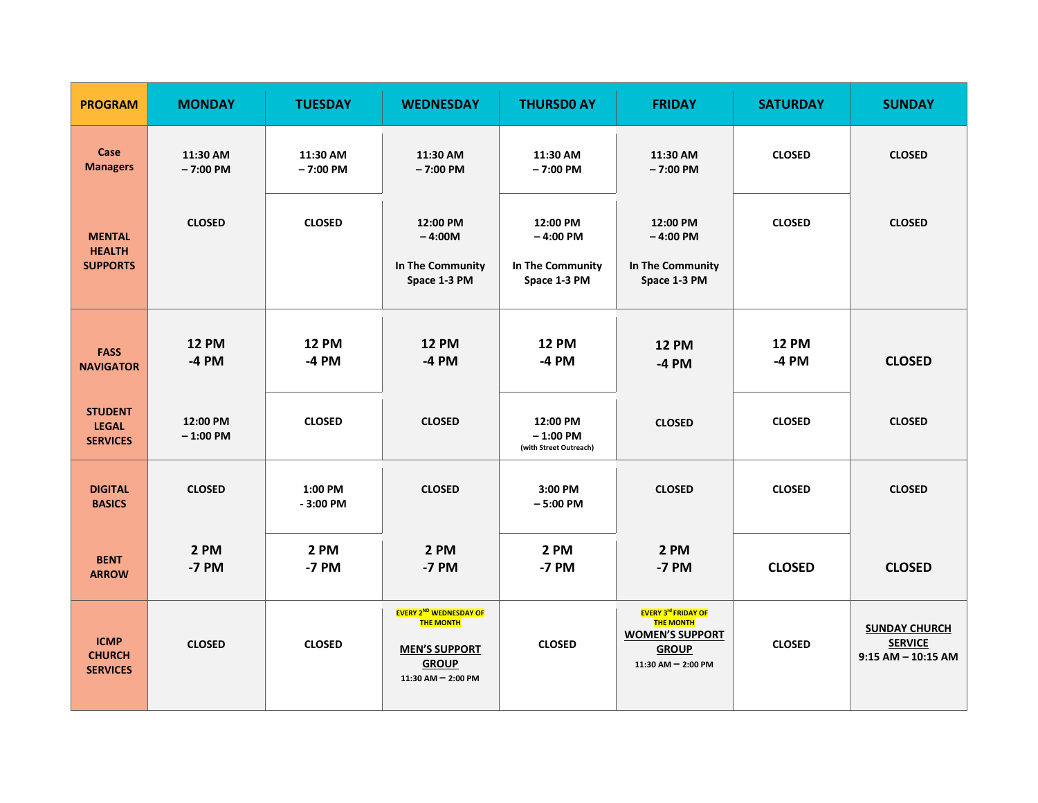| PROGRAM | MONDAY | TUESDAY | WEDNESDAY | THURSD0 AY | FRIDAY | SATURDAY | SUNDAY |
|---|---|---|---|---|---|---|---|
| Case Managers | 11:30 AM – 7:00 PM | 11:30 AM – 7:00 PM | 11:30 AM – 7:00 PM | 11:30 AM – 7:00 PM | 11:30 AM – 7:00 PM | CLOSED | CLOSED |
| MENTAL HEALTH SUPPORTS | CLOSED | CLOSED | 12:00 PM – 4:00M In The Community Space 1-3 PM | 12:00 PM – 4:00 PM In The Community Space 1-3 PM | 12:00 PM – 4:00 PM In The Community Space 1-3 PM | CLOSED | CLOSED |
| FASS NAVIGATOR | 12 PM -4 PM | 12 PM -4 PM | 12 PM -4 PM | 12 PM -4 PM | 12 PM -4 PM | 12 PM -4 PM | CLOSED |
| STUDENT LEGAL SERVICES | 12:00 PM – 1:00 PM | CLOSED | CLOSED | 12:00 PM – 1:00 PM (with Street Outreach) | CLOSED | CLOSED | CLOSED |
| DIGITAL BASICS | CLOSED | 1:00 PM - 3:00 PM | CLOSED | 3:00 PM – 5:00 PM | CLOSED | CLOSED | CLOSED |
| BENT ARROW | 2 PM -7 PM | 2 PM -7 PM | 2 PM -7 PM | 2 PM -7 PM | 2 PM -7 PM | CLOSED | CLOSED |
| ICMP CHURCH SERVICES | CLOSED | CLOSED | EVERY 2ND WEDNESDAY OF THE MONTH **MEN'S SUPPORT GROUP** 11:30 AM – 2:00 PM | CLOSED | EVERY 3rd FRIDAY OF THE MONTH **WOMEN'S SUPPORT GROUP** 11:30 AM – 2:00 PM | CLOSED | **SUNDAY CHURCH SERVICE** 9:15 AM – 10:15 AM |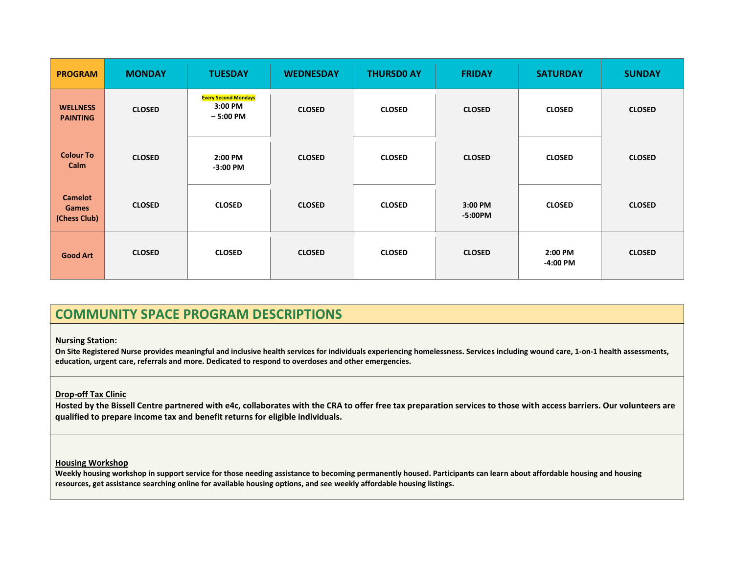| PROGRAM | MONDAY | TUESDAY | WEDNESDAY | THURSD0 AY | FRIDAY | SATURDAY | SUNDAY |
|---|---|---|---|---|---|---|---|
| WELLNESS PAINTING | CLOSED | Every Second Mondays 3:00 PM – 5:00 PM | CLOSED | CLOSED | CLOSED | CLOSED | CLOSED |
| Colour To Calm | CLOSED | 2:00 PM -3:00 PM | CLOSED | CLOSED | CLOSED | CLOSED | CLOSED |
| Camelot Games (Chess Club) | CLOSED | CLOSED | CLOSED | CLOSED | 3:00 PM -5:00PM | CLOSED | CLOSED |
| Good Art | CLOSED | CLOSED | CLOSED | CLOSED | CLOSED | 2:00 PM -4:00 PM | CLOSED |

## COMMUNITY SPACE PROGRAM DESCRIPTIONS

**Nursing Station:**

**On Site Registered Nurse provides meaningful and inclusive health services for individuals experiencing homelessness. Services including wound care, 1-on-1 health assessments, education, urgent care, referrals and more. Dedicated to respond to overdoses and other emergencies.**

**Drop-off Tax Clinic**

**Hosted by the Bissell Centre partnered with e4c, collaborates with the CRA to offer free tax preparation services to those with access barriers. Our volunteers are qualified to prepare income tax and benefit returns for eligible individuals.**

**Housing Workshop**

**Weekly housing workshop in support service for those needing assistance to becoming permanently housed. Participants can learn about affordable housing and housing resources, get assistance searching online for available housing options, and see weekly affordable housing listings.**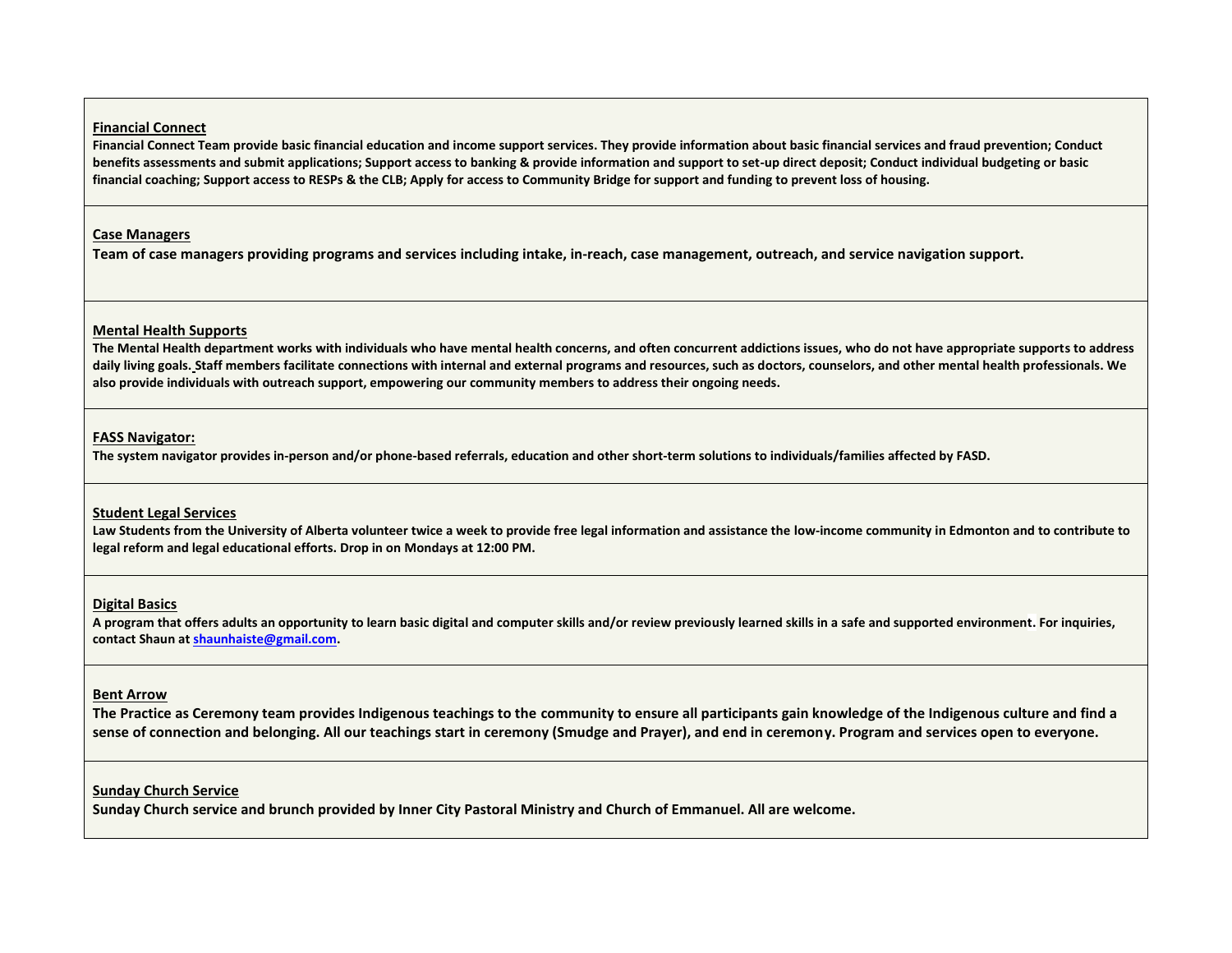**Financial Connect**

Financial Connect Team provide basic financial education and income support services. They provide information about basic financial services and fraud prevention; Conduct benefits assessments and submit applications; Support access to banking & provide information and support to set-up direct deposit; Conduct individual budgeting or basic financial coaching; Support access to RESPs & the CLB; Apply for access to Community Bridge for support and funding to prevent loss of housing.

**Case Managers**

Team of case managers providing programs and services including intake, in-reach, case management, outreach, and service navigation support.

**Mental Health Supports**

The Mental Health department works with individuals who have mental health concerns, and often concurrent addictions issues, who do not have appropriate supports to address daily living goals. Staff members facilitate connections with internal and external programs and resources, such as doctors, counselors, and other mental health professionals. We also provide individuals with outreach support, empowering our community members to address their ongoing needs.

**FASS Navigator:**

The system navigator provides in-person and/or phone-based referrals, education and other short-term solutions to individuals/families affected by FASD.

**Student Legal Services**

Law Students from the University of Alberta volunteer twice a week to provide free legal information and assistance the low-income community in Edmonton and to contribute to legal reform and legal educational efforts. Drop in on Mondays at 12:00 PM.

**Digital Basics**

A program that offers adults an opportunity to learn basic digital and computer skills and/or review previously learned skills in a safe and supported environment. For inquiries, contact Shaun at shaunhaiste@gmail.com.

**Bent Arrow**

The Practice as Ceremony team provides Indigenous teachings to the community to ensure all participants gain knowledge of the Indigenous culture and find a sense of connection and belonging. All our teachings start in ceremony (Smudge and Prayer), and end in ceremony. Program and services open to everyone.

**Sunday Church Service**

Sunday Church service and brunch provided by Inner City Pastoral Ministry and Church of Emmanuel. All are welcome.